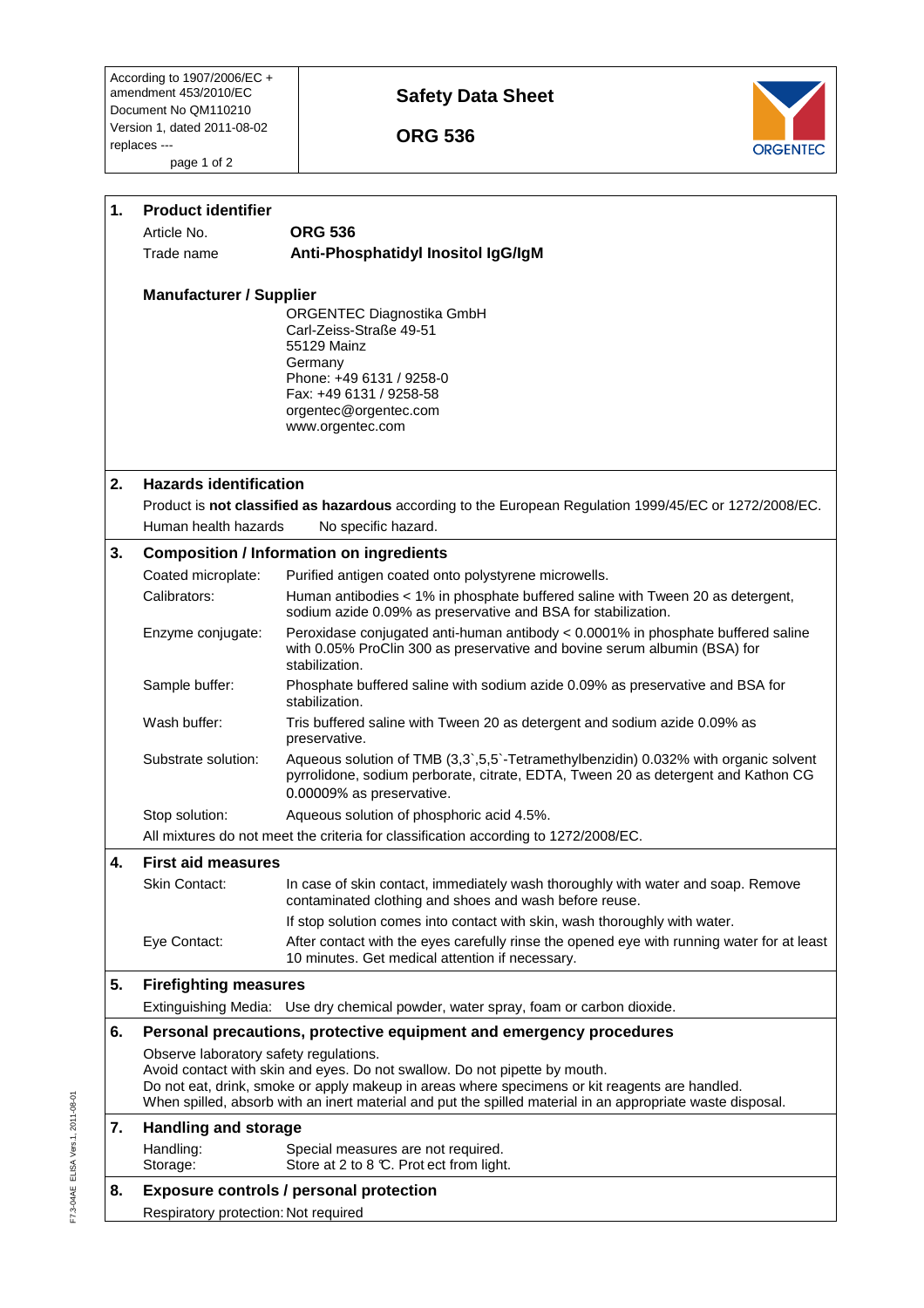| According to 1907/2006/EC + amendment 453/2010/EC<br>Document No QM110210<br>Version 1, dated 2011-08-02<br>replaces --- | **Safety Data Sheet**<br><br>**ORG 536** | ORGENTEC |
|---|---|---|

## 1. Product identifier

| | |
|---|---|
| Article No. | **ORG 536** |
| Trade name | **Anti-Phosphatidyl Inositol IgG/IgM** |

**Manufacturer / Supplier**

ORGENTEC Diagnostika GmbH
Carl-Zeiss-Straße 49-51
55129 Mainz
Germany
Phone: +49 6131 / 9258-0
Fax: +49 6131 / 9258-58
orgentec@orgentec.com
www.orgentec.com

## 2. Hazards identification

Product is **not classified as hazardous** according to the European Regulation 1999/45/EC or 1272/2008/EC.

Human health hazards  No specific hazard.

## 3. Composition / Information on ingredients

| | |
|---|---|
| Coated microplate: | Purified antigen coated onto polystyrene microwells. |
| Calibrators: | Human antibodies < 1% in phosphate buffered saline with Tween 20 as detergent, sodium azide 0.09% as preservative and BSA for stabilization. |
| Enzyme conjugate: | Peroxidase conjugated anti-human antibody < 0.0001% in phosphate buffered saline with 0.05% ProClin 300 as preservative and bovine serum albumin (BSA) for stabilization. |
| Sample buffer: | Phosphate buffered saline with sodium azide 0.09% as preservative and BSA for stabilization. |
| Wash buffer: | Tris buffered saline with Tween 20 as detergent and sodium azide 0.09% as preservative. |
| Substrate solution: | Aqueous solution of TMB (3,3`,5,5`-Tetramethylbenzidin) 0.032% with organic solvent pyrrolidone, sodium perborate, citrate, EDTA, Tween 20 as detergent and Kathon CG 0.00009% as preservative. |
| Stop solution: | Aqueous solution of phosphoric acid 4.5%. |

All mixtures do not meet the criteria for classification according to 1272/2008/EC.

## 4. First aid measures

| | |
|---|---|
| Skin Contact: | In case of skin contact, immediately wash thoroughly with water and soap. Remove contaminated clothing and shoes and wash before reuse.<br>If stop solution comes into contact with skin, wash thoroughly with water. |
| Eye Contact: | After contact with the eyes carefully rinse the opened eye with running water for at least 10 minutes. Get medical attention if necessary. |

## 5. Firefighting measures

Extinguishing Media:  Use dry chemical powder, water spray, foam or carbon dioxide.

## 6. Personal precautions, protective equipment and emergency procedures

Observe laboratory safety regulations.
Avoid contact with skin and eyes. Do not swallow. Do not pipette by mouth.
Do not eat, drink, smoke or apply makeup in areas where specimens or kit reagents are handled.
When spilled, absorb with an inert material and put the spilled material in an appropriate waste disposal.

## 7. Handling and storage

| | |
|---|---|
| Handling: | Special measures are not required. |
| Storage: | Store at 2 to 8 °C. Protect from light. |

## 8. Exposure controls / personal protection

Respiratory protection: Not required

F7.3-04AE ELISA Vers.1, 2011-08-01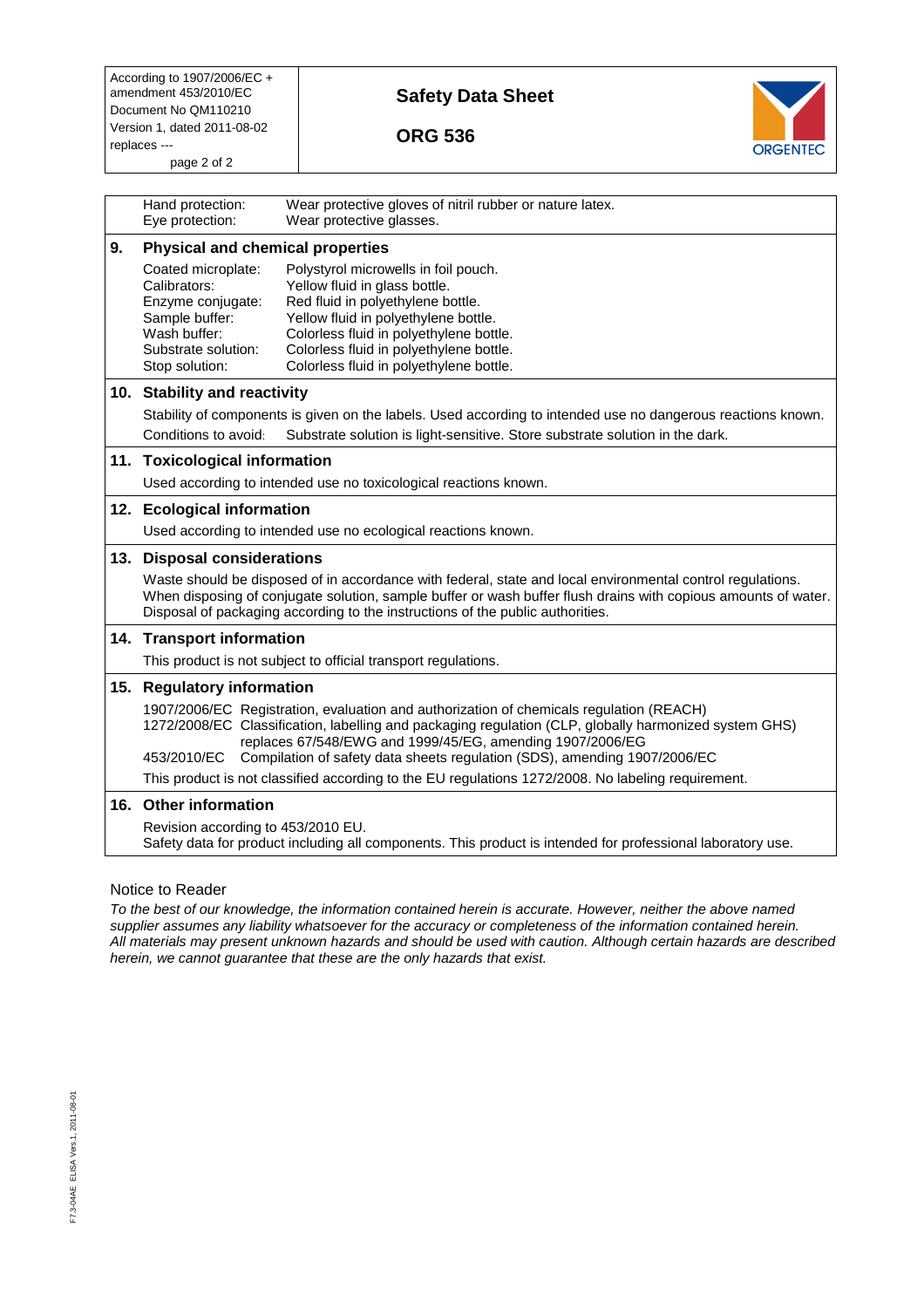| | |
|---|---|
| Hand protection: | Wear protective gloves of nitril rubber or nature latex. |
| Eye protection: | Wear protective glasses. |

## 9. Physical and chemical properties

| | |
|---|---|
| Coated microplate: | Polystyrol microwells in foil pouch. |
| Calibrators: | Yellow fluid in glass bottle. |
| Enzyme conjugate: | Red fluid in polyethylene bottle. |
| Sample buffer: | Yellow fluid in polyethylene bottle. |
| Wash buffer: | Colorless fluid in polyethylene bottle. |
| Substrate solution: | Colorless fluid in polyethylene bottle. |
| Stop solution: | Colorless fluid in polyethylene bottle. |

## 10. Stability and reactivity

Stability of components is given on the labels. Used according to intended use no dangerous reactions known.

Conditions to avoid: Substrate solution is light-sensitive. Store substrate solution in the dark.

## 11. Toxicological information

Used according to intended use no toxicological reactions known.

## 12. Ecological information

Used according to intended use no ecological reactions known.

## 13. Disposal considerations

Waste should be disposed of in accordance with federal, state and local environmental control regulations. When disposing of conjugate solution, sample buffer or wash buffer flush drains with copious amounts of water. Disposal of packaging according to the instructions of the public authorities.

## 14. Transport information

This product is not subject to official transport regulations.

## 15. Regulatory information

| | |
|---|---|
| 1907/2006/EC | Registration, evaluation and authorization of chemicals regulation (REACH) |
| 1272/2008/EC | Classification, labelling and packaging regulation (CLP, globally harmonized system GHS) replaces 67/548/EWG and 1999/45/EG, amending 1907/2006/EG |
| 453/2010/EC | Compilation of safety data sheets regulation (SDS), amending 1907/2006/EC |

This product is not classified according to the EU regulations 1272/2008. No labeling requirement.

## 16. Other information

Revision according to 453/2010 EU.
Safety data for product including all components. This product is intended for professional laboratory use.

Notice to Reader

*To the best of our knowledge, the information contained herein is accurate. However, neither the above named supplier assumes any liability whatsoever for the accuracy or completeness of the information contained herein. All materials may present unknown hazards and should be used with caution. Although certain hazards are described herein, we cannot guarantee that these are the only hazards that exist.*

F7.3-04AE ELISA Vers.1, 2011-08-01